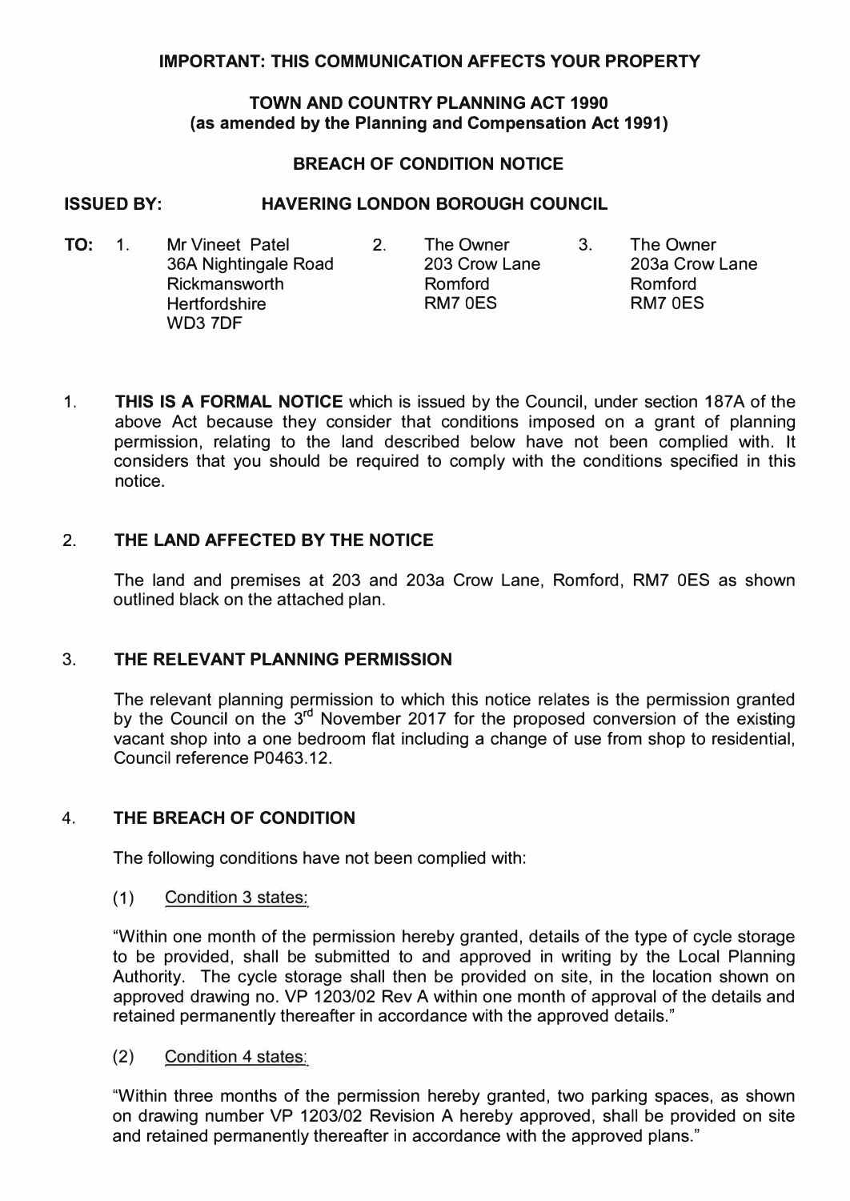**IMPORTANT: THIS COMMUNICATION AFFECTS YOUR PROPERTY**

**TOWN AND COUNTRY PLANNING ACT 1990**
**(as amended by the Planning and Compensation Act 1991)**

**BREACH OF CONDITION NOTICE**

**ISSUED BY: HAVERING LONDON BOROUGH COUNCIL**

**TO:**

1. Mr Vineet Patel
   36A Nightingale Road
   Rickmansworth
   Hertfordshire
   WD3 7DF

2. The Owner
   203 Crow Lane
   Romford
   RM7 0ES

3. The Owner
   203a Crow Lane
   Romford
   RM7 0ES

1. **THIS IS A FORMAL NOTICE** which is issued by the Council, under section 187A of the above Act because they consider that conditions imposed on a grant of planning permission, relating to the land described below have not been complied with. It considers that you should be required to comply with the conditions specified in this notice.

2. **THE LAND AFFECTED BY THE NOTICE**

   The land and premises at 203 and 203a Crow Lane, Romford, RM7 0ES as shown outlined black on the attached plan.

3. **THE RELEVANT PLANNING PERMISSION**

   The relevant planning permission to which this notice relates is the permission granted by the Council on the 3rd November 2017 for the proposed conversion of the existing vacant shop into a one bedroom flat including a change of use from shop to residential, Council reference P0463.12.

4. **THE BREACH OF CONDITION**

   The following conditions have not been complied with:

   (1) Condition 3 states:

   "Within one month of the permission hereby granted, details of the type of cycle storage to be provided, shall be submitted to and approved in writing by the Local Planning Authority. The cycle storage shall then be provided on site, in the location shown on approved drawing no. VP 1203/02 Rev A within one month of approval of the details and retained permanently thereafter in accordance with the approved details."

   (2) Condition 4 states:

   "Within three months of the permission hereby granted, two parking spaces, as shown on drawing number VP 1203/02 Revision A hereby approved, shall be provided on site and retained permanently thereafter in accordance with the approved plans."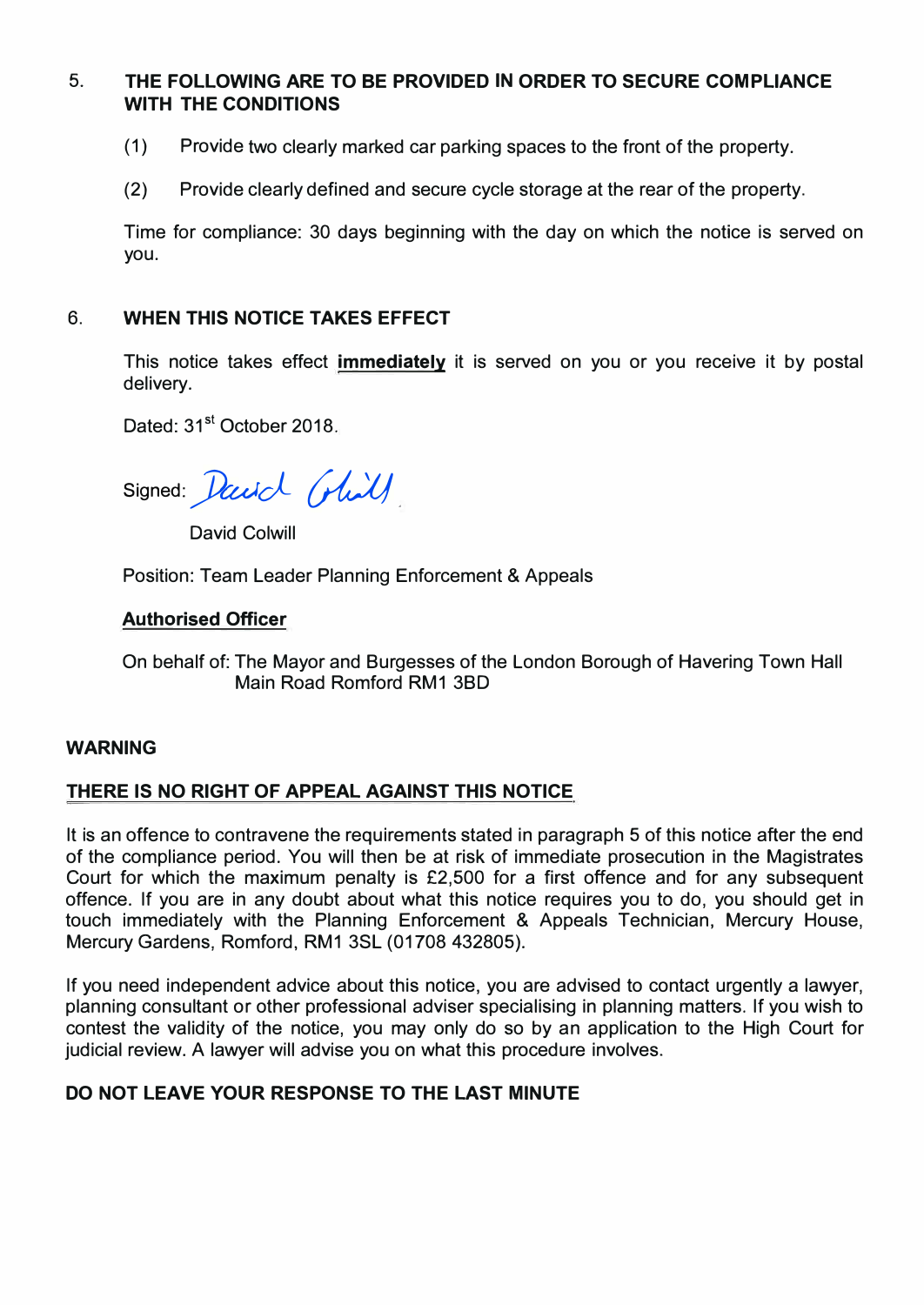5. **THE FOLLOWING ARE TO BE PROVIDED IN ORDER TO SECURE COMPLIANCE WITH THE CONDITIONS**

   (1) Provide two clearly marked car parking spaces to the front of the property.

   (2) Provide clearly defined and secure cycle storage at the rear of the property.

   Time for compliance: 30 days beginning with the day on which the notice is served on you.

6. **WHEN THIS NOTICE TAKES EFFECT**

   This notice takes effect **immediately** it is served on you or you receive it by postal delivery.

   Dated: 31st October 2018.

   Signed: David Colwill

   David Colwill

   Position: Team Leader Planning Enforcement & Appeals

   **Authorised Officer**

   On behalf of: The Mayor and Burgesses of the London Borough of Havering Town Hall Main Road Romford RM1 3BD

**WARNING**

**THERE IS NO RIGHT OF APPEAL AGAINST THIS NOTICE**

It is an offence to contravene the requirements stated in paragraph 5 of this notice after the end of the compliance period. You will then be at risk of immediate prosecution in the Magistrates Court for which the maximum penalty is £2,500 for a first offence and for any subsequent offence. If you are in any doubt about what this notice requires you to do, you should get in touch immediately with the Planning Enforcement & Appeals Technician, Mercury House, Mercury Gardens, Romford, RM1 3SL (01708 432805).

If you need independent advice about this notice, you are advised to contact urgently a lawyer, planning consultant or other professional adviser specialising in planning matters. If you wish to contest the validity of the notice, you may only do so by an application to the High Court for judicial review. A lawyer will advise you on what this procedure involves.

**DO NOT LEAVE YOUR RESPONSE TO THE LAST MINUTE**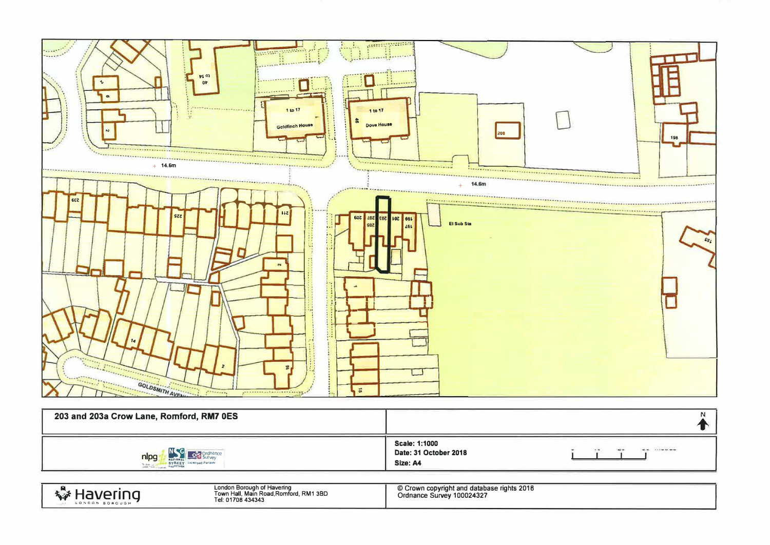**203 and 203a Crow Lane, Romford, RM7 0ES**

Scale: 1:1000
Date: 31 October 2018
Size: A4

London Borough of Havering
Town Hall, Main Road, Romford, RM1 3BD
Tel: 01708 434343

© Crown copyright and database rights 2018
Ordnance Survey 100024327